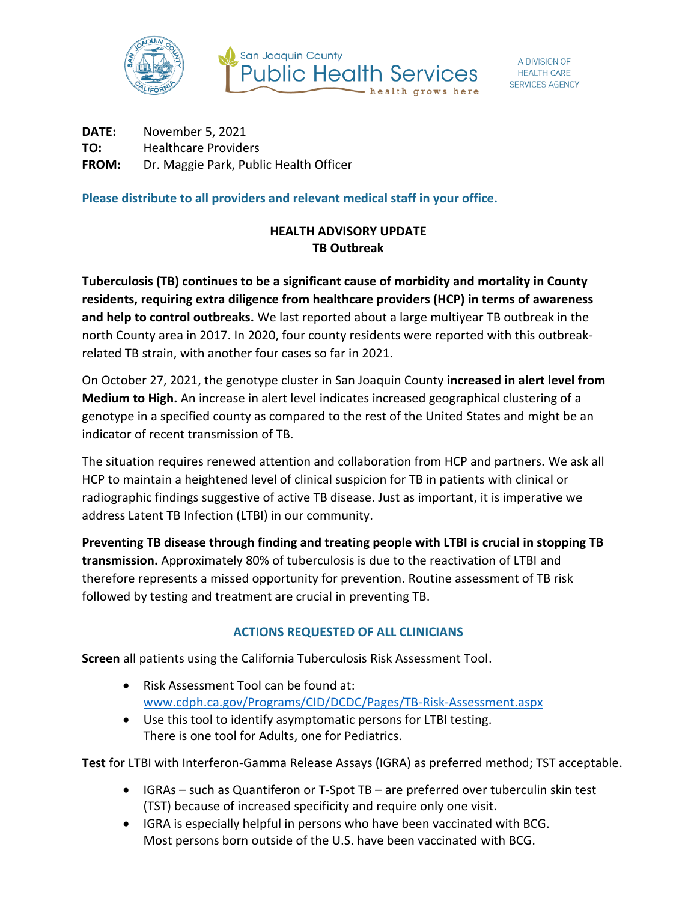San Joaquin County Public Health Services — health grows here

A DIVISION OF HEALTH CARE SERVICES AGENCY

**DATE:** November 5, 2021
**TO:** Healthcare Providers
**FROM:** Dr. Maggie Park, Public Health Officer

**Please distribute to all providers and relevant medical staff in your office.**

## HEALTH ADVISORY UPDATE
## TB Outbreak

**Tuberculosis (TB) continues to be a significant cause of morbidity and mortality in County residents, requiring extra diligence from healthcare providers (HCP) in terms of awareness and help to control outbreaks.** We last reported about a large multiyear TB outbreak in the north County area in 2017. In 2020, four county residents were reported with this outbreak-related TB strain, with another four cases so far in 2021.

On October 27, 2021, the genotype cluster in San Joaquin County **increased in alert level from Medium to High.** An increase in alert level indicates increased geographical clustering of a genotype in a specified county as compared to the rest of the United States and might be an indicator of recent transmission of TB.

The situation requires renewed attention and collaboration from HCP and partners. We ask all HCP to maintain a heightened level of clinical suspicion for TB in patients with clinical or radiographic findings suggestive of active TB disease. Just as important, it is imperative we address Latent TB Infection (LTBI) in our community.

**Preventing TB disease through finding and treating people with LTBI is crucial in stopping TB transmission.** Approximately 80% of tuberculosis is due to the reactivation of LTBI and therefore represents a missed opportunity for prevention. Routine assessment of TB risk followed by testing and treatment are crucial in preventing TB.

### ACTIONS REQUESTED OF ALL CLINICIANS

**Screen** all patients using the California Tuberculosis Risk Assessment Tool.

- Risk Assessment Tool can be found at: www.cdph.ca.gov/Programs/CID/DCDC/Pages/TB-Risk-Assessment.aspx
- Use this tool to identify asymptomatic persons for LTBI testing. There is one tool for Adults, one for Pediatrics.

**Test** for LTBI with Interferon-Gamma Release Assays (IGRA) as preferred method; TST acceptable.

- IGRAs – such as Quantiferon or T-Spot TB – are preferred over tuberculin skin test (TST) because of increased specificity and require only one visit.
- IGRA is especially helpful in persons who have been vaccinated with BCG. Most persons born outside of the U.S. have been vaccinated with BCG.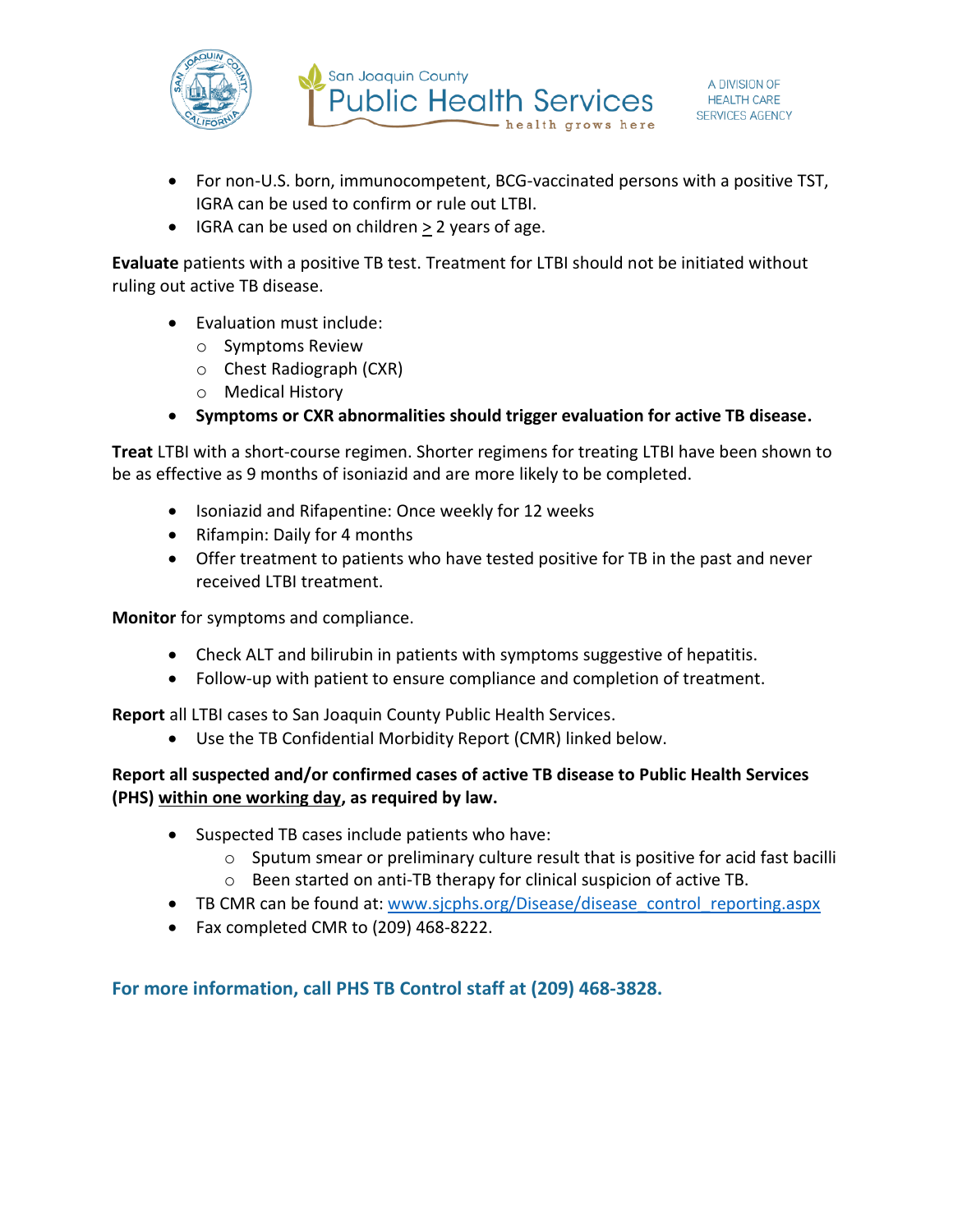- For non-U.S. born, immunocompetent, BCG-vaccinated persons with a positive TST, IGRA can be used to confirm or rule out LTBI.
- IGRA can be used on children $\geq$ 2 years of age.

**Evaluate** patients with a positive TB test. Treatment for LTBI should not be initiated without ruling out active TB disease.

- Evaluation must include:
  - Symptoms Review
  - Chest Radiograph (CXR)
  - Medical History
- **Symptoms or CXR abnormalities should trigger evaluation for active TB disease.**

**Treat** LTBI with a short-course regimen. Shorter regimens for treating LTBI have been shown to be as effective as 9 months of isoniazid and are more likely to be completed.

- Isoniazid and Rifapentine: Once weekly for 12 weeks
- Rifampin: Daily for 4 months
- Offer treatment to patients who have tested positive for TB in the past and never received LTBI treatment.

**Monitor** for symptoms and compliance.

- Check ALT and bilirubin in patients with symptoms suggestive of hepatitis.
- Follow-up with patient to ensure compliance and completion of treatment.

**Report** all LTBI cases to San Joaquin County Public Health Services.

- Use the TB Confidential Morbidity Report (CMR) linked below.

**Report all suspected and/or confirmed cases of active TB disease to Public Health Services (PHS) within one working day, as required by law.**

- Suspected TB cases include patients who have:
  - Sputum smear or preliminary culture result that is positive for acid fast bacilli
  - Been started on anti-TB therapy for clinical suspicion of active TB.
- TB CMR can be found at: www.sjcphs.org/Disease/disease_control_reporting.aspx
- Fax completed CMR to (209) 468-8222.

**For more information, call PHS TB Control staff at (209) 468-3828.**